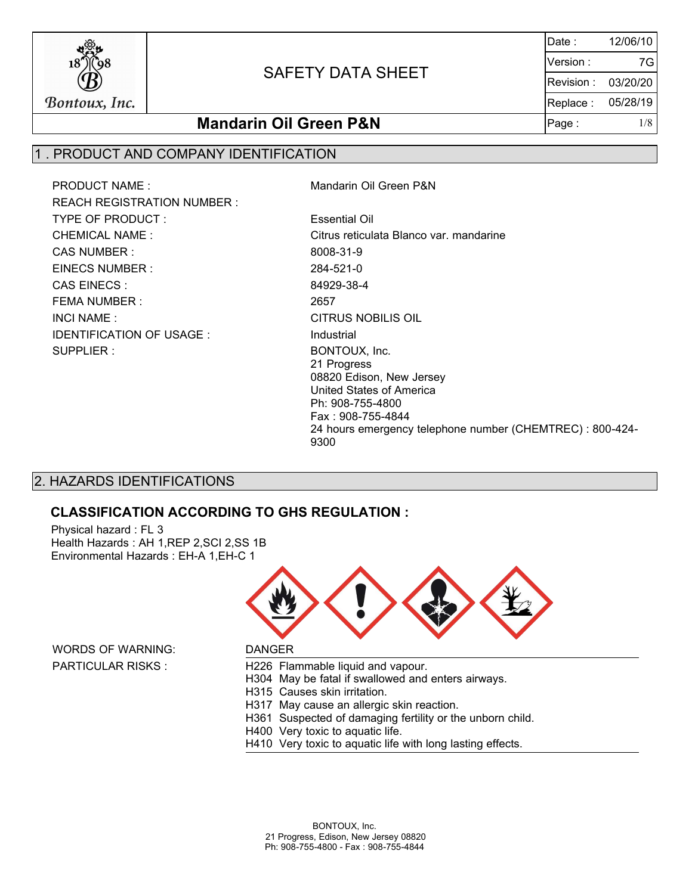# SAFETY DATA SHEET

| Date : | 12/06/10 |
| --- | --- |
| Version : | 7G |
| Revision : | 03/20/20 |
| Replace : | 05/28/19 |

Bontoux, Inc.

## Mandarin Oil Green P&N

## 1 . PRODUCT AND COMPANY IDENTIFICATION

| | |
| --- | --- |
| PRODUCT NAME : | Mandarin Oil Green P&N |
| REACH REGISTRATION NUMBER : | |
| TYPE OF PRODUCT : | Essential Oil |
| CHEMICAL NAME : | Citrus reticulata Blanco var. mandarine |
| CAS NUMBER : | 8008-31-9 |
| EINECS NUMBER : | 284-521-0 |
| CAS EINECS : | 84929-38-4 |
| FEMA NUMBER : | 2657 |
| INCI NAME : | CITRUS NOBILIS OIL |
| IDENTIFICATION OF USAGE : | Industrial |
| SUPPLIER : | BONTOUX, Inc.<br>21 Progress<br>08820 Edison, New Jersey<br>United States of America<br>Ph: 908-755-4800<br>Fax : 908-755-4844<br>24 hours emergency telephone number (CHEMTREC) : 800-424-9300 |

## 2. HAZARDS IDENTIFICATIONS

### CLASSIFICATION ACCORDING TO GHS REGULATION :

Physical hazard : FL 3
Health Hazards : AH 1,REP 2,SCI 2,SS 1B
Environmental Hazards : EH-A 1,EH-C 1

WORDS OF WARNING: DANGER

PARTICULAR RISKS :

- H226 Flammable liquid and vapour.
- H304 May be fatal if swallowed and enters airways.
- H315 Causes skin irritation.
- H317 May cause an allergic skin reaction.
- H361 Suspected of damaging fertility or the unborn child.
- H400 Very toxic to aquatic life.
- H410 Very toxic to aquatic life with long lasting effects.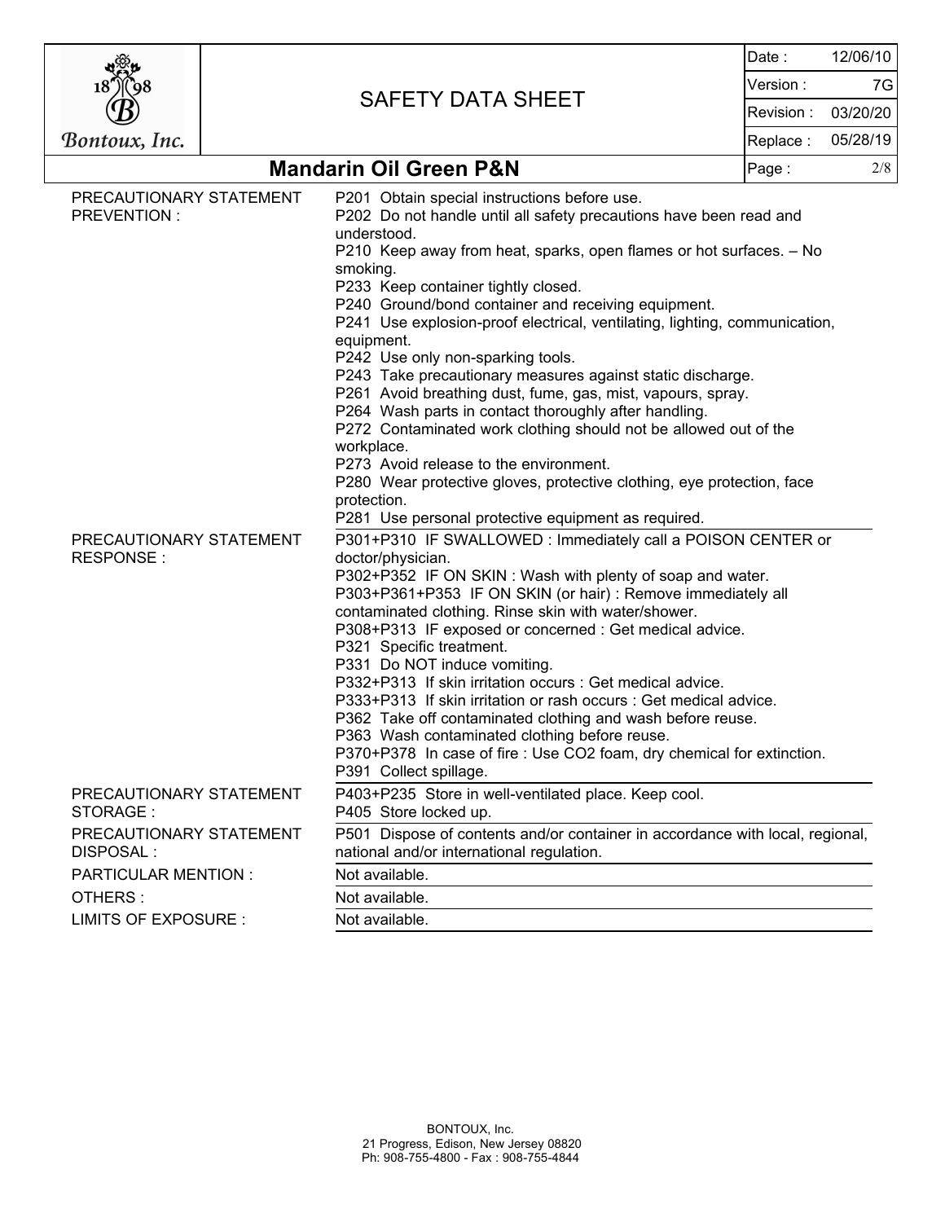| | |
|---|---|
| PRECAUTIONARY STATEMENT PREVENTION : | P201 Obtain special instructions before use.<br>P202 Do not handle until all safety precautions have been read and understood.<br>P210 Keep away from heat, sparks, open flames or hot surfaces. – No smoking.<br>P233 Keep container tightly closed.<br>P240 Ground/bond container and receiving equipment.<br>P241 Use explosion-proof electrical, ventilating, lighting, communication, equipment.<br>P242 Use only non-sparking tools.<br>P243 Take precautionary measures against static discharge.<br>P261 Avoid breathing dust, fume, gas, mist, vapours, spray.<br>P264 Wash parts in contact thoroughly after handling.<br>P272 Contaminated work clothing should not be allowed out of the workplace.<br>P273 Avoid release to the environment.<br>P280 Wear protective gloves, protective clothing, eye protection, face protection.<br>P281 Use personal protective equipment as required. |
| PRECAUTIONARY STATEMENT RESPONSE : | P301+P310 IF SWALLOWED : Immediately call a POISON CENTER or doctor/physician.<br>P302+P352 IF ON SKIN : Wash with plenty of soap and water.<br>P303+P361+P353 IF ON SKIN (or hair) : Remove immediately all contaminated clothing. Rinse skin with water/shower.<br>P308+P313 IF exposed or concerned : Get medical advice.<br>P321 Specific treatment.<br>P331 Do NOT induce vomiting.<br>P332+P313 If skin irritation occurs : Get medical advice.<br>P333+P313 If skin irritation or rash occurs : Get medical advice.<br>P362 Take off contaminated clothing and wash before reuse.<br>P363 Wash contaminated clothing before reuse.<br>P370+P378 In case of fire : Use CO2 foam, dry chemical for extinction.<br>P391 Collect spillage. |
| PRECAUTIONARY STATEMENT STORAGE : | P403+P235 Store in well-ventilated place. Keep cool.<br>P405 Store locked up. |
| PRECAUTIONARY STATEMENT DISPOSAL : | P501 Dispose of contents and/or container in accordance with local, regional, national and/or international regulation. |
| PARTICULAR MENTION : | Not available. |
| OTHERS : | Not available. |
| LIMITS OF EXPOSURE : | Not available. |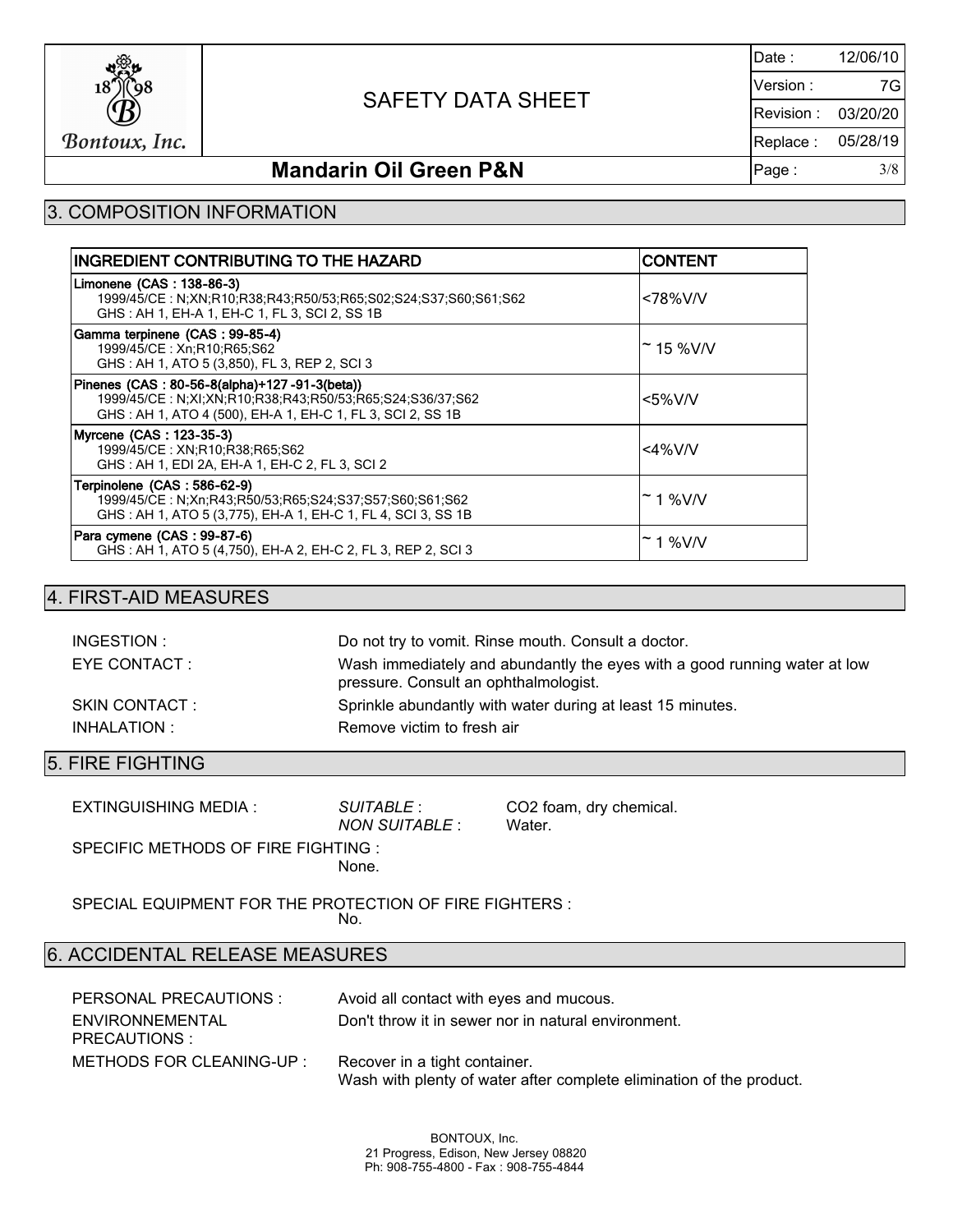## 3. COMPOSITION INFORMATION

| INGREDIENT CONTRIBUTING TO THE HAZARD | CONTENT |
|---|---|
| **Limonene (CAS : 138-86-3)**<br>1999/45/CE : N;XN;R10;R38;R43;R50/53;R65;S02;S24;S37;S60;S61;S62<br>GHS : AH 1, EH-A 1, EH-C 1, FL 3, SCI 2, SS 1B | <78%V/V |
| **Gamma terpinene (CAS : 99-85-4)**<br>1999/45/CE : Xn;R10;R65;S62<br>GHS : AH 1, ATO 5 (3,850), FL 3, REP 2, SCI 3 | ~ 15 %V/V |
| **Pinenes (CAS : 80-56-8(alpha)+127 -91-3(beta))**<br>1999/45/CE : N;XI;XN;R10;R38;R43;R50/53;R65;S24;S36/37;S62<br>GHS : AH 1, ATO 4 (500), EH-A 1, EH-C 1, FL 3, SCI 2, SS 1B | <5%V/V |
| **Myrcene (CAS : 123-35-3)**<br>1999/45/CE : XN;R10;R38;R65;S62<br>GHS : AH 1, EDI 2A, EH-A 1, EH-C 2, FL 3, SCI 2 | <4%V/V |
| **Terpinolene (CAS : 586-62-9)**<br>1999/45/CE : N;Xn;R43;R50/53;R65;S24;S37;S57;S60;S61;S62<br>GHS : AH 1, ATO 5 (3,775), EH-A 1, EH-C 1, FL 4, SCI 3, SS 1B | ~ 1 %V/V |
| **Para cymene (CAS : 99-87-6)**<br>GHS : AH 1, ATO 5 (4,750), EH-A 2, EH-C 2, FL 3, REP 2, SCI 3 | ~ 1 %V/V |

## 4. FIRST-AID MEASURES

INGESTION : Do not try to vomit. Rinse mouth. Consult a doctor.

EYE CONTACT : Wash immediately and abundantly the eyes with a good running water at low pressure. Consult an ophthalmologist.

SKIN CONTACT : Sprinkle abundantly with water during at least 15 minutes.

INHALATION : Remove victim to fresh air

## 5. FIRE FIGHTING

EXTINGUISHING MEDIA : *SUITABLE* : CO2 foam, dry chemical.
*NON SUITABLE* : Water.

SPECIFIC METHODS OF FIRE FIGHTING :
None.

SPECIAL EQUIPMENT FOR THE PROTECTION OF FIRE FIGHTERS :
No.

## 6. ACCIDENTAL RELEASE MEASURES

PERSONAL PRECAUTIONS : Avoid all contact with eyes and mucous.

ENVIRONNEMENTAL PRECAUTIONS : Don't throw it in sewer nor in natural environment.

METHODS FOR CLEANING-UP : Recover in a tight container.
Wash with plenty of water after complete elimination of the product.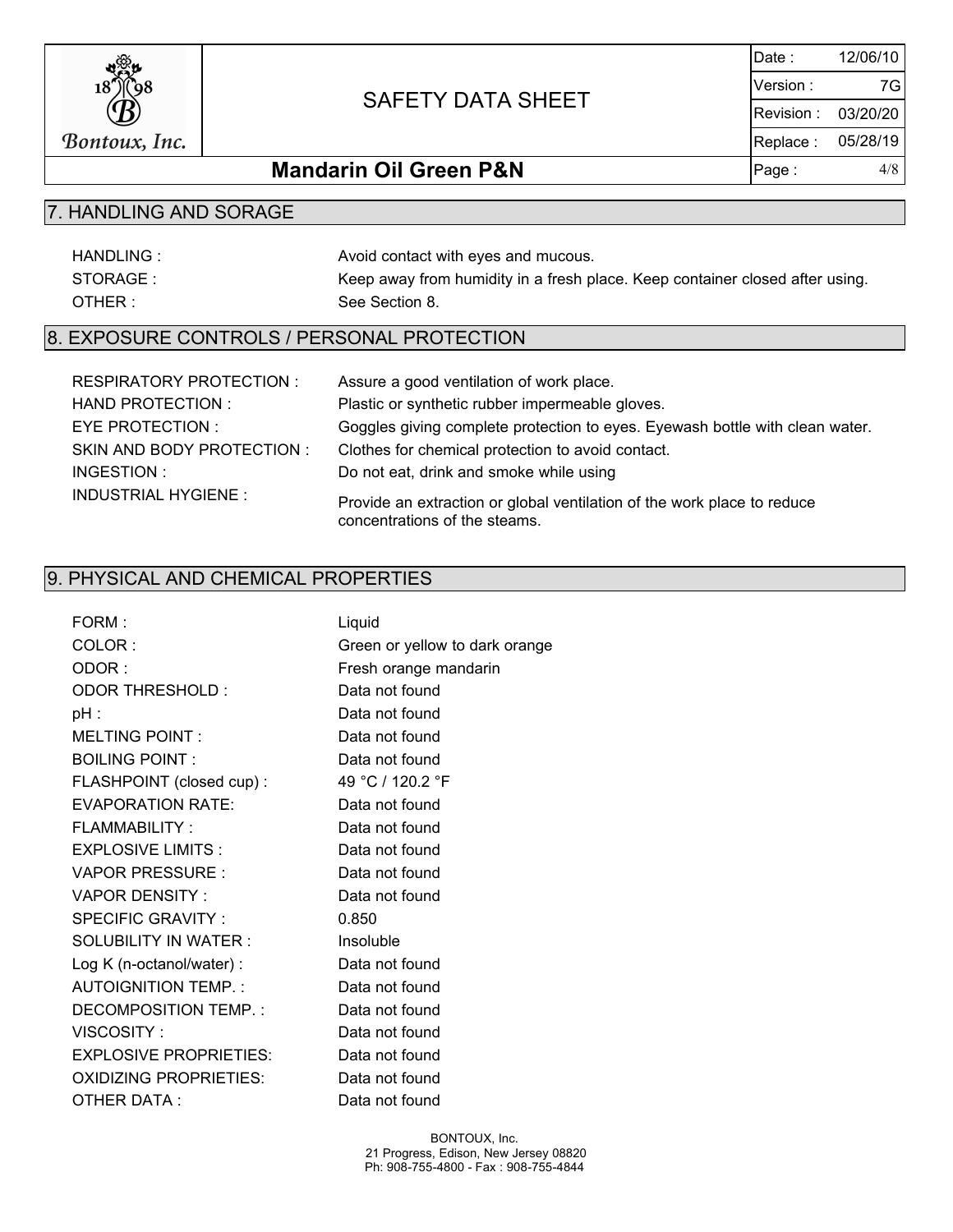## 7. HANDLING AND SORAGE

| | |
|---|---|
| HANDLING : | Avoid contact with eyes and mucous. |
| STORAGE : | Keep away from humidity in a fresh place. Keep container closed after using. |
| OTHER : | See Section 8. |

## 8. EXPOSURE CONTROLS / PERSONAL PROTECTION

| | |
|---|---|
| RESPIRATORY PROTECTION : | Assure a good ventilation of work place. |
| HAND PROTECTION : | Plastic or synthetic rubber impermeable gloves. |
| EYE PROTECTION : | Goggles giving complete protection to eyes. Eyewash bottle with clean water. |
| SKIN AND BODY PROTECTION : | Clothes for chemical protection to avoid contact. |
| INGESTION : | Do not eat, drink and smoke while using |
| INDUSTRIAL HYGIENE : | Provide an extraction or global ventilation of the work place to reduce concentrations of the steams. |

## 9. PHYSICAL AND CHEMICAL PROPERTIES

| | |
|---|---|
| FORM : | Liquid |
| COLOR : | Green or yellow to dark orange |
| ODOR : | Fresh orange mandarin |
| ODOR THRESHOLD : | Data not found |
| pH : | Data not found |
| MELTING POINT : | Data not found |
| BOILING POINT : | Data not found |
| FLASHPOINT (closed cup) : | 49 °C / 120.2 °F |
| EVAPORATION RATE: | Data not found |
| FLAMMABILITY : | Data not found |
| EXPLOSIVE LIMITS : | Data not found |
| VAPOR PRESSURE : | Data not found |
| VAPOR DENSITY : | Data not found |
| SPECIFIC GRAVITY : | 0.850 |
| SOLUBILITY IN WATER : | Insoluble |
| Log K (n-octanol/water) : | Data not found |
| AUTOIGNITION TEMP. : | Data not found |
| DECOMPOSITION TEMP. : | Data not found |
| VISCOSITY : | Data not found |
| EXPLOSIVE PROPRIETIES: | Data not found |
| OXIDIZING PROPRIETIES: | Data not found |
| OTHER DATA : | Data not found |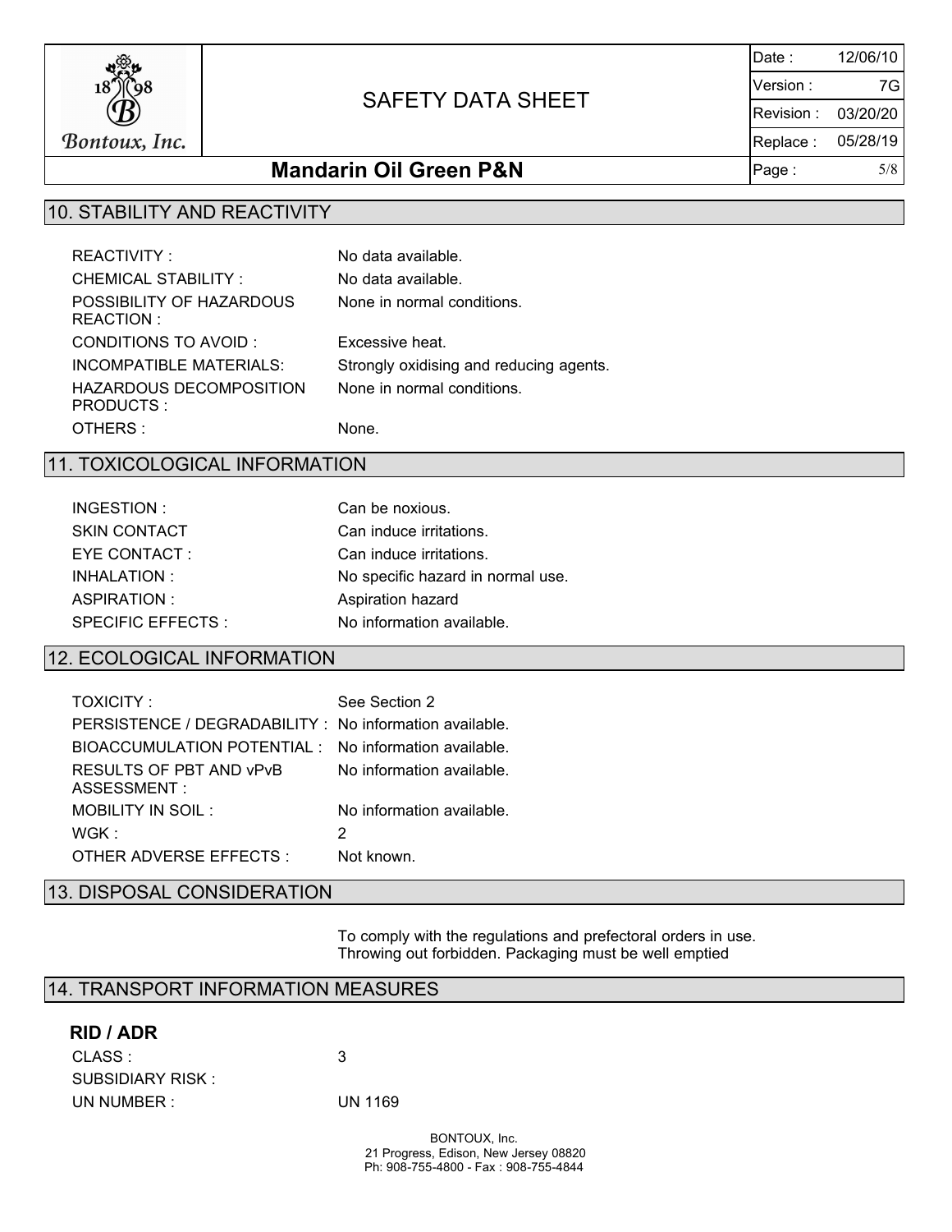## 10. STABILITY AND REACTIVITY

| | |
|---|---|
| REACTIVITY : | No data available. |
| CHEMICAL STABILITY : | No data available. |
| POSSIBILITY OF HAZARDOUS REACTION : | None in normal conditions. |
| CONDITIONS TO AVOID : | Excessive heat. |
| INCOMPATIBLE MATERIALS: | Strongly oxidising and reducing agents. |
| HAZARDOUS DECOMPOSITION PRODUCTS : | None in normal conditions. |
| OTHERS : | None. |

## 11. TOXICOLOGICAL INFORMATION

| | |
|---|---|
| INGESTION : | Can be noxious. |
| SKIN CONTACT | Can induce irritations. |
| EYE CONTACT : | Can induce irritations. |
| INHALATION : | No specific hazard in normal use. |
| ASPIRATION : | Aspiration hazard |
| SPECIFIC EFFECTS : | No information available. |

## 12. ECOLOGICAL INFORMATION

| | |
|---|---|
| TOXICITY : | See Section 2 |
| PERSISTENCE / DEGRADABILITY : | No information available. |
| BIOACCUMULATION POTENTIAL : | No information available. |
| RESULTS OF PBT AND vPvB ASSESSMENT : | No information available. |
| MOBILITY IN SOIL : | No information available. |
| WGK : | 2 |
| OTHER ADVERSE EFFECTS : | Not known. |

## 13. DISPOSAL CONSIDERATION

To comply with the regulations and prefectoral orders in use.
Throwing out forbidden. Packaging must be well emptied

## 14. TRANSPORT INFORMATION MEASURES

**RID / ADR**

| | |
|---|---|
| CLASS : | 3 |
| SUBSIDIARY RISK : | |
| UN NUMBER : | UN 1169 |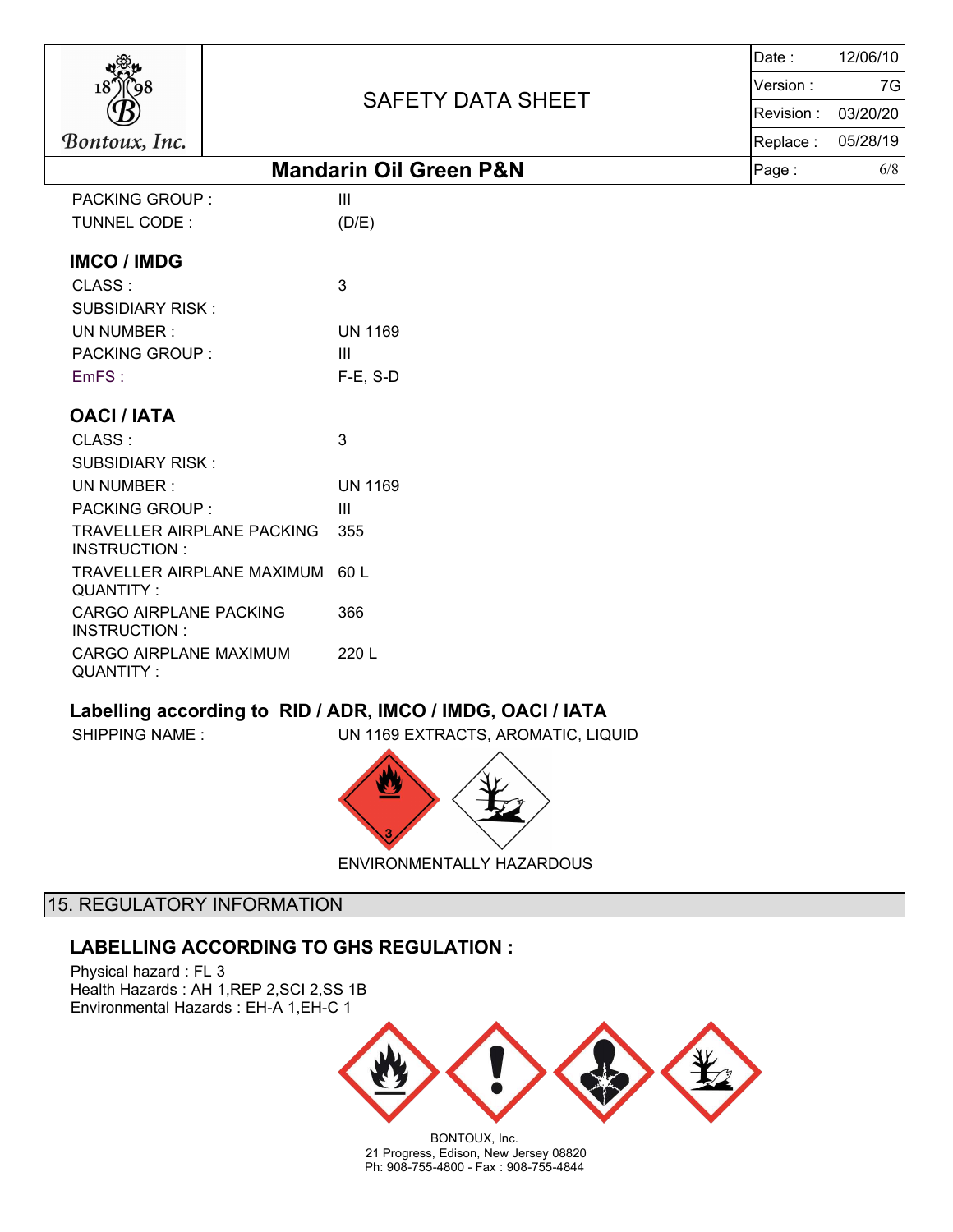PACKING GROUP : III

TUNNEL CODE : (D/E)

### IMCO / IMDG

| | |
|---|---|
| CLASS : | 3 |
| SUBSIDIARY RISK : | |
| UN NUMBER : | UN 1169 |
| PACKING GROUP : | III |
| EmFS : | F-E, S-D |

### OACI / IATA

| | |
|---|---|
| CLASS : | 3 |
| SUBSIDIARY RISK : | |
| UN NUMBER : | UN 1169 |
| PACKING GROUP : | III |
| TRAVELLER AIRPLANE PACKING INSTRUCTION : | 355 |
| TRAVELLER AIRPLANE MAXIMUM QUANTITY : | 60 L |
| CARGO AIRPLANE PACKING INSTRUCTION : | 366 |
| CARGO AIRPLANE MAXIMUM QUANTITY : | 220 L |

### Labelling according to RID / ADR, IMCO / IMDG, OACI / IATA

SHIPPING NAME : UN 1169 EXTRACTS, AROMATIC, LIQUID

ENVIRONMENTALLY HAZARDOUS

## 15. REGULATORY INFORMATION

### LABELLING ACCORDING TO GHS REGULATION :

Physical hazard : FL 3
Health Hazards : AH 1,REP 2,SCI 2,SS 1B
Environmental Hazards : EH-A 1,EH-C 1

BONTOUX, Inc.
21 Progress, Edison, New Jersey 08820
Ph: 908-755-4800 - Fax : 908-755-4844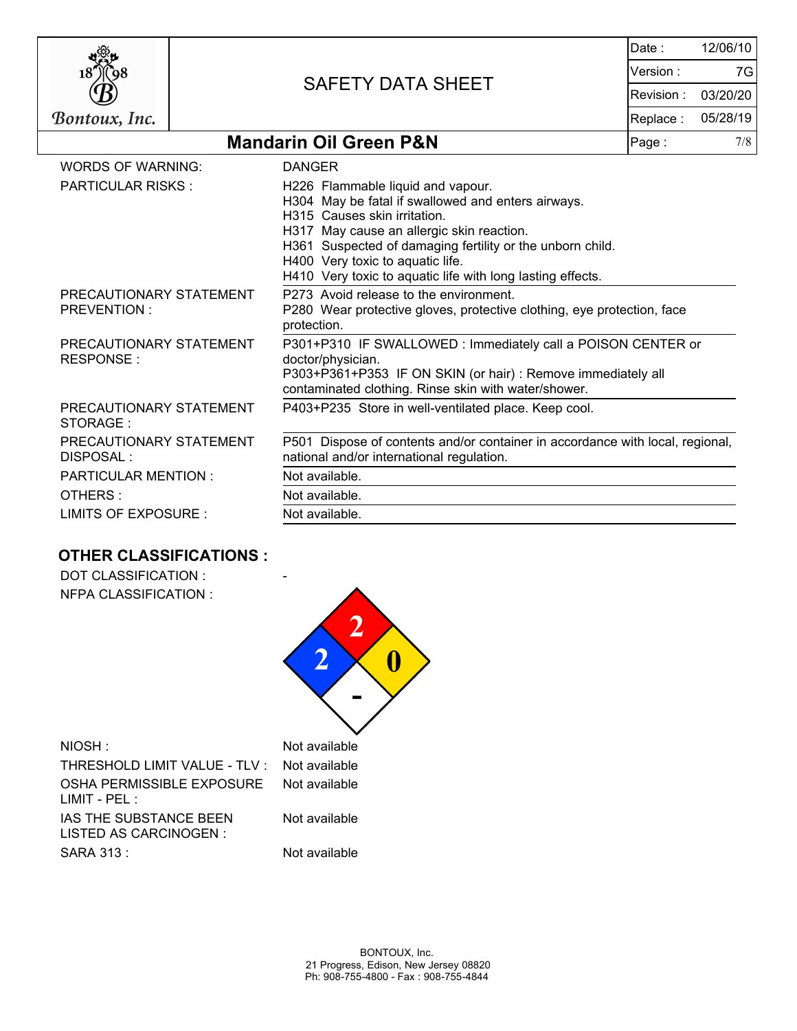| | |
|---|---|
| WORDS OF WARNING: | DANGER |
| PARTICULAR RISKS : | H226 Flammable liquid and vapour.<br>H304 May be fatal if swallowed and enters airways.<br>H315 Causes skin irritation.<br>H317 May cause an allergic skin reaction.<br>H361 Suspected of damaging fertility or the unborn child.<br>H400 Very toxic to aquatic life.<br>H410 Very toxic to aquatic life with long lasting effects. |
| PRECAUTIONARY STATEMENT PREVENTION : | P273 Avoid release to the environment.<br>P280 Wear protective gloves, protective clothing, eye protection, face protection. |
| PRECAUTIONARY STATEMENT RESPONSE : | P301+P310 IF SWALLOWED : Immediately call a POISON CENTER or doctor/physician.<br>P303+P361+P353 IF ON SKIN (or hair) : Remove immediately all contaminated clothing. Rinse skin with water/shower. |
| PRECAUTIONARY STATEMENT STORAGE : | P403+P235 Store in well-ventilated place. Keep cool. |
| PRECAUTIONARY STATEMENT DISPOSAL : | P501 Dispose of contents and/or container in accordance with local, regional, national and/or international regulation. |
| PARTICULAR MENTION : | Not available. |
| OTHERS : | Not available. |
| LIMITS OF EXPOSURE : | Not available. |

## OTHER CLASSIFICATIONS :

DOT CLASSIFICATION : -

NFPA CLASSIFICATION :

- Health (blue): 2
- Flammability (red): 2
- Instability (yellow): 0
- Special (white): -

| | |
|---|---|
| NIOSH : | Not available |
| THRESHOLD LIMIT VALUE - TLV : | Not available |
| OSHA PERMISSIBLE EXPOSURE LIMIT - PEL : | Not available |
| IAS THE SUBSTANCE BEEN LISTED AS CARCINOGEN : | Not available |
| SARA 313 : | Not available |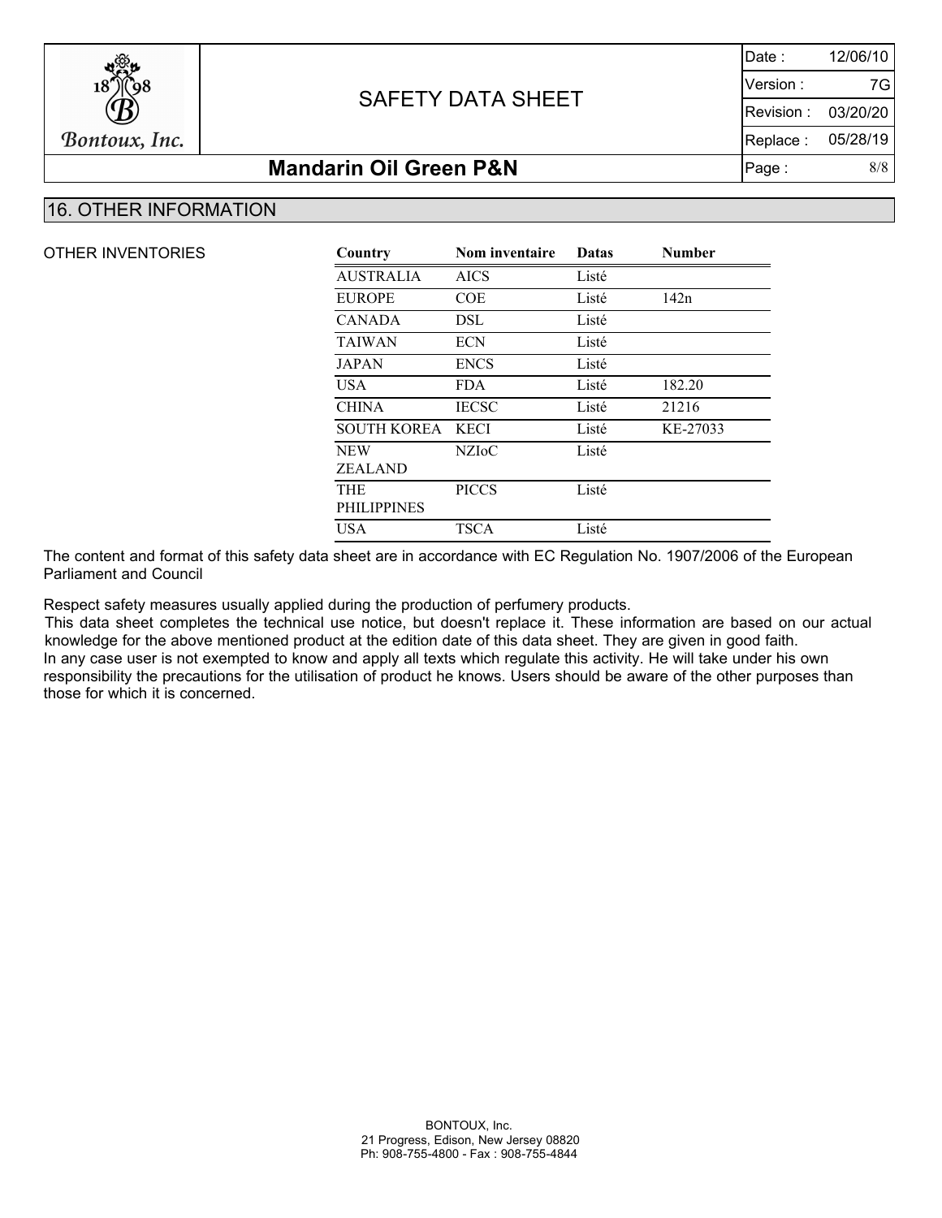## 16. OTHER INFORMATION

OTHER INVENTORIES

| Country | Nom inventaire | Datas | Number |
|---|---|---|---|
| AUSTRALIA | AICS | Listé | |
| EUROPE | COE | Listé | 142n |
| CANADA | DSL | Listé | |
| TAIWAN | ECN | Listé | |
| JAPAN | ENCS | Listé | |
| USA | FDA | Listé | 182.20 |
| CHINA | IECSC | Listé | 21216 |
| SOUTH KOREA | KECI | Listé | KE-27033 |
| NEW ZEALAND | NZIoC | Listé | |
| THE PHILIPPINES | PICCS | Listé | |
| USA | TSCA | Listé | |

The content and format of this safety data sheet are in accordance with EC Regulation No. 1907/2006 of the European Parliament and Council

Respect safety measures usually applied during the production of perfumery products.
This data sheet completes the technical use notice, but doesn't replace it. These information are based on our actual knowledge for the above mentioned product at the edition date of this data sheet. They are given in good faith.
In any case user is not exempted to know and apply all texts which regulate this activity. He will take under his own responsibility the precautions for the utilisation of product he knows. Users should be aware of the other purposes than those for which it is concerned.